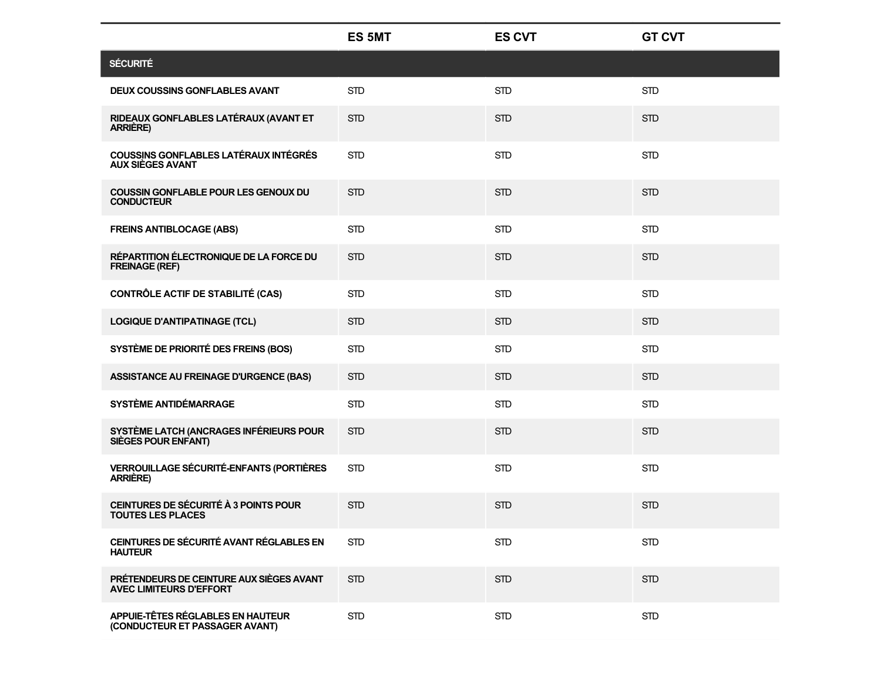| | ES 5MT | ES CVT | GT CVT |
|---|---|---|---|
| **SÉCURITÉ** | | | |
| **DEUX COUSSINS GONFLABLES AVANT** | STD | STD | STD |
| **RIDEAUX GONFLABLES LATÉRAUX (AVANT ET ARRIÈRE)** | STD | STD | STD |
| **COUSSINS GONFLABLES LATÉRAUX INTÉGRÉS AUX SIÈGES AVANT** | STD | STD | STD |
| **COUSSIN GONFLABLE POUR LES GENOUX DU CONDUCTEUR** | STD | STD | STD |
| **FREINS ANTIBLOCAGE (ABS)** | STD | STD | STD |
| **RÉPARTITION ÉLECTRONIQUE DE LA FORCE DU FREINAGE (REF)** | STD | STD | STD |
| **CONTRÔLE ACTIF DE STABILITÉ (CAS)** | STD | STD | STD |
| **LOGIQUE D'ANTIPATINAGE (TCL)** | STD | STD | STD |
| **SYSTÈME DE PRIORITÉ DES FREINS (BOS)** | STD | STD | STD |
| **ASSISTANCE AU FREINAGE D'URGENCE (BAS)** | STD | STD | STD |
| **SYSTÈME ANTIDÉMARRAGE** | STD | STD | STD |
| **SYSTÈME LATCH (ANCRAGES INFÉRIEURS POUR SIÈGES POUR ENFANT)** | STD | STD | STD |
| **VERROUILLAGE SÉCURITÉ-ENFANTS (PORTIÈRES ARRIÈRE)** | STD | STD | STD |
| **CEINTURES DE SÉCURITÉ À 3 POINTS POUR TOUTES LES PLACES** | STD | STD | STD |
| **CEINTURES DE SÉCURITÉ AVANT RÉGLABLES EN HAUTEUR** | STD | STD | STD |
| **PRÉTENDEURS DE CEINTURE AUX SIÈGES AVANT AVEC LIMITEURS D'EFFORT** | STD | STD | STD |
| **APPUIE-TÊTES RÉGLABLES EN HAUTEUR (CONDUCTEUR ET PASSAGER AVANT)** | STD | STD | STD |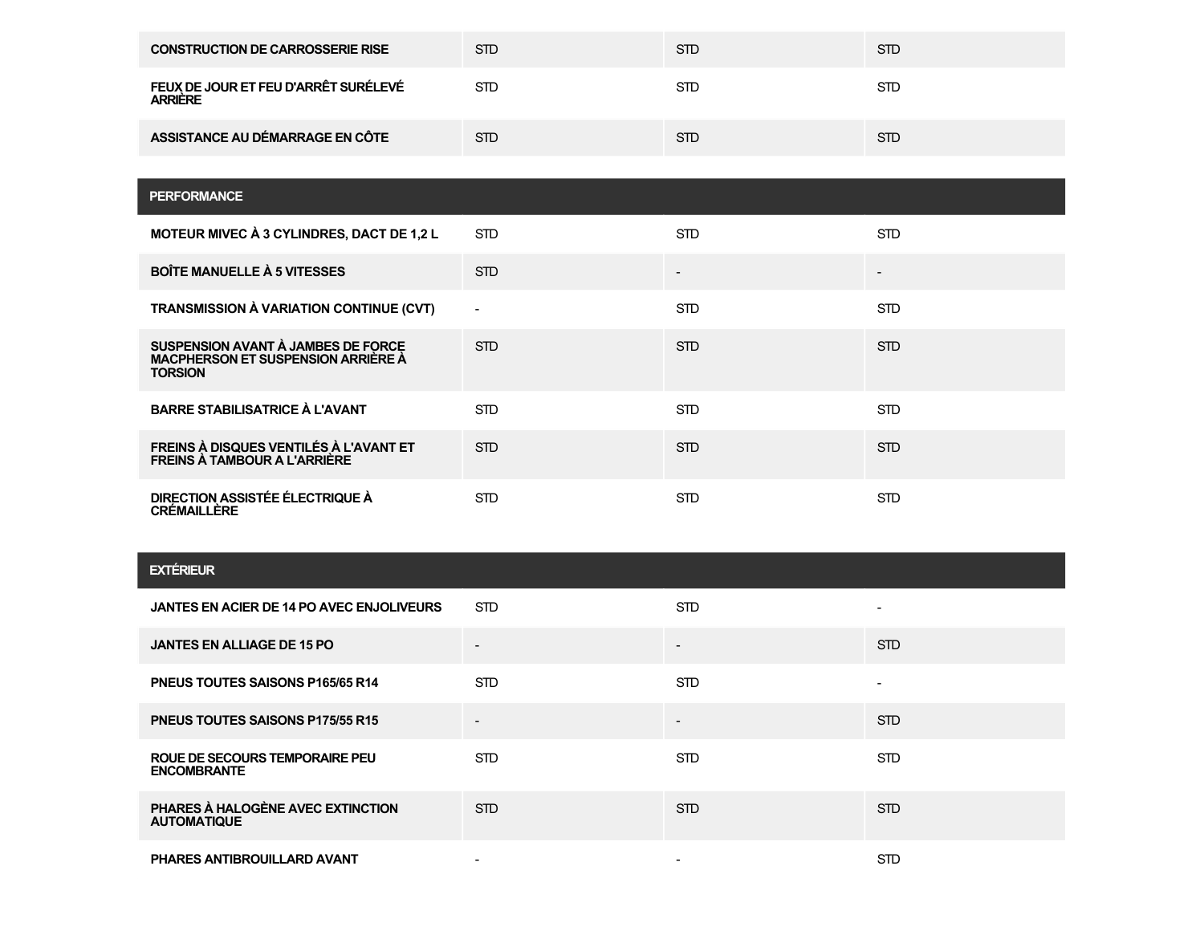| | | | |
|---|---|---|---|
| **CONSTRUCTION DE CARROSSERIE RISE** | STD | STD | STD |
| **FEUX DE JOUR ET FEU D'ARRÊT SURÉLEVÉ ARRIÈRE** | STD | STD | STD |
| **ASSISTANCE AU DÉMARRAGE EN CÔTE** | STD | STD | STD |

| PERFORMANCE | | | |
|---|---|---|---|
| **MOTEUR MIVEC À 3 CYLINDRES, DACT DE 1,2 L** | STD | STD | STD |
| **BOÎTE MANUELLE À 5 VITESSES** | STD | - | - |
| **TRANSMISSION À VARIATION CONTINUE (CVT)** | - | STD | STD |
| **SUSPENSION AVANT À JAMBES DE FORCE MACPHERSON ET SUSPENSION ARRIÈRE À TORSION** | STD | STD | STD |
| **BARRE STABILISATRICE À L'AVANT** | STD | STD | STD |
| **FREINS À DISQUES VENTILÉS À L'AVANT ET FREINS À TAMBOUR A L'ARRIÈRE** | STD | STD | STD |
| **DIRECTION ASSISTÉE ÉLECTRIQUE À CRÉMAILLÈRE** | STD | STD | STD |

| EXTÉRIEUR | | | |
|---|---|---|---|
| **JANTES EN ACIER DE 14 PO AVEC ENJOLIVEURS** | STD | STD | - |
| **JANTES EN ALLIAGE DE 15 PO** | - | - | STD |
| **PNEUS TOUTES SAISONS P165/65 R14** | STD | STD | - |
| **PNEUS TOUTES SAISONS P175/55 R15** | - | - | STD |
| **ROUE DE SECOURS TEMPORAIRE PEU ENCOMBRANTE** | STD | STD | STD |
| **PHARES À HALOGÈNE AVEC EXTINCTION AUTOMATIQUE** | STD | STD | STD |
| **PHARES ANTIBROUILLARD AVANT** | - | - | STD |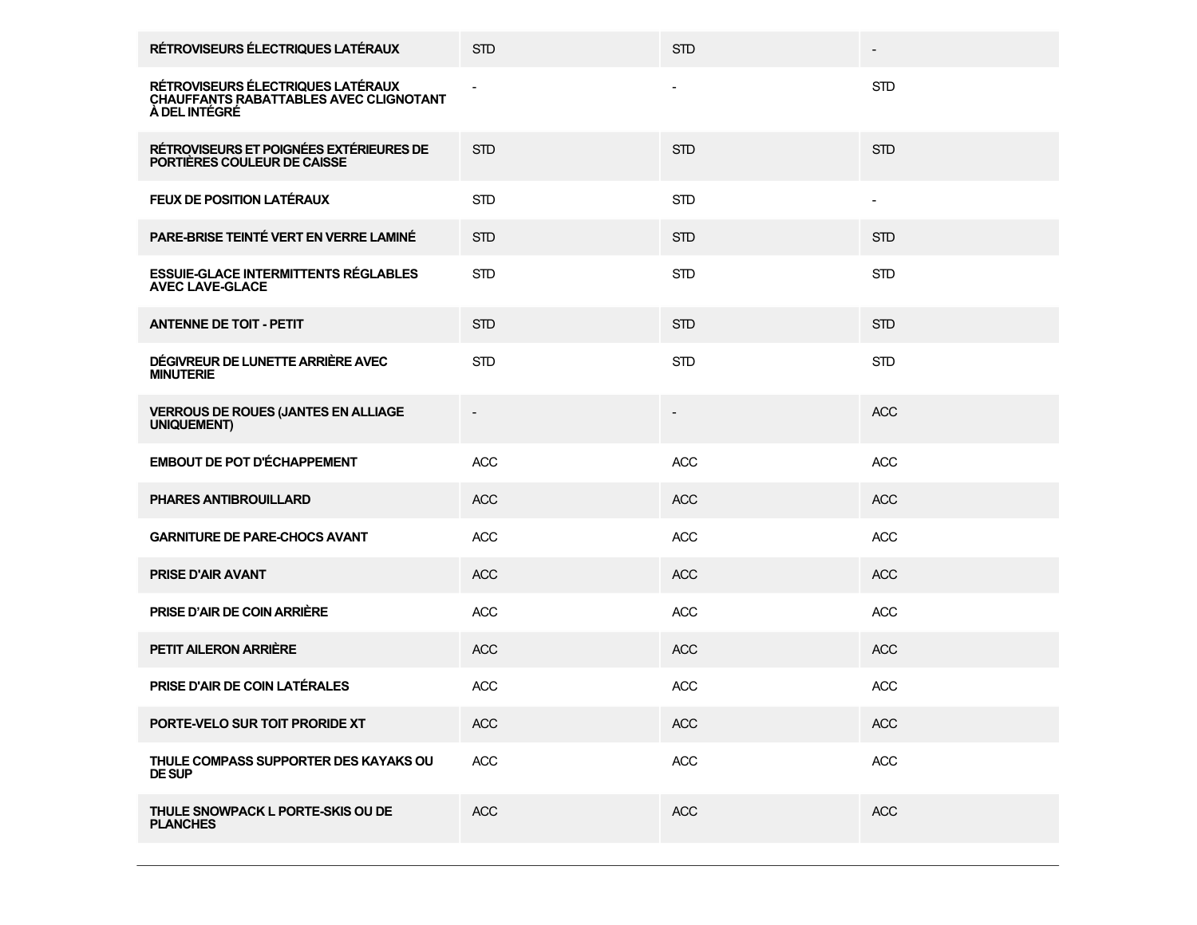| | | | |
|---|---|---|---|
| **RÉTROVISEURS ÉLECTRIQUES LATÉRAUX** | STD | STD | - |
| **RÉTROVISEURS ÉLECTRIQUES LATÉRAUX CHAUFFANTS RABATTABLES AVEC CLIGNOTANT À DEL INTÉGRÉ** | - | - | STD |
| **RÉTROVISEURS ET POIGNÉES EXTÉRIEURES DE PORTIÈRES COULEUR DE CAISSE** | STD | STD | STD |
| **FEUX DE POSITION LATÉRAUX** | STD | STD | - |
| **PARE-BRISE TEINTÉ VERT EN VERRE LAMINÉ** | STD | STD | STD |
| **ESSUIE-GLACE INTERMITTENTS RÉGLABLES AVEC LAVE-GLACE** | STD | STD | STD |
| **ANTENNE DE TOIT - PETIT** | STD | STD | STD |
| **DÉGIVREUR DE LUNETTE ARRIÈRE AVEC MINUTERIE** | STD | STD | STD |
| **VERROUS DE ROUES (JANTES EN ALLIAGE UNIQUEMENT)** | - | - | ACC |
| **EMBOUT DE POT D'ÉCHAPPEMENT** | ACC | ACC | ACC |
| **PHARES ANTIBROUILLARD** | ACC | ACC | ACC |
| **GARNITURE DE PARE-CHOCS AVANT** | ACC | ACC | ACC |
| **PRISE D'AIR AVANT** | ACC | ACC | ACC |
| **PRISE D'AIR DE COIN ARRIÈRE** | ACC | ACC | ACC |
| **PETIT AILERON ARRIÈRE** | ACC | ACC | ACC |
| **PRISE D'AIR DE COIN LATÉRALES** | ACC | ACC | ACC |
| **PORTE-VELO SUR TOIT PRORIDE XT** | ACC | ACC | ACC |
| **THULE COMPASS SUPPORTER DES KAYAKS OU DE SUP** | ACC | ACC | ACC |
| **THULE SNOWPACK L PORTE-SKIS OU DE PLANCHES** | ACC | ACC | ACC |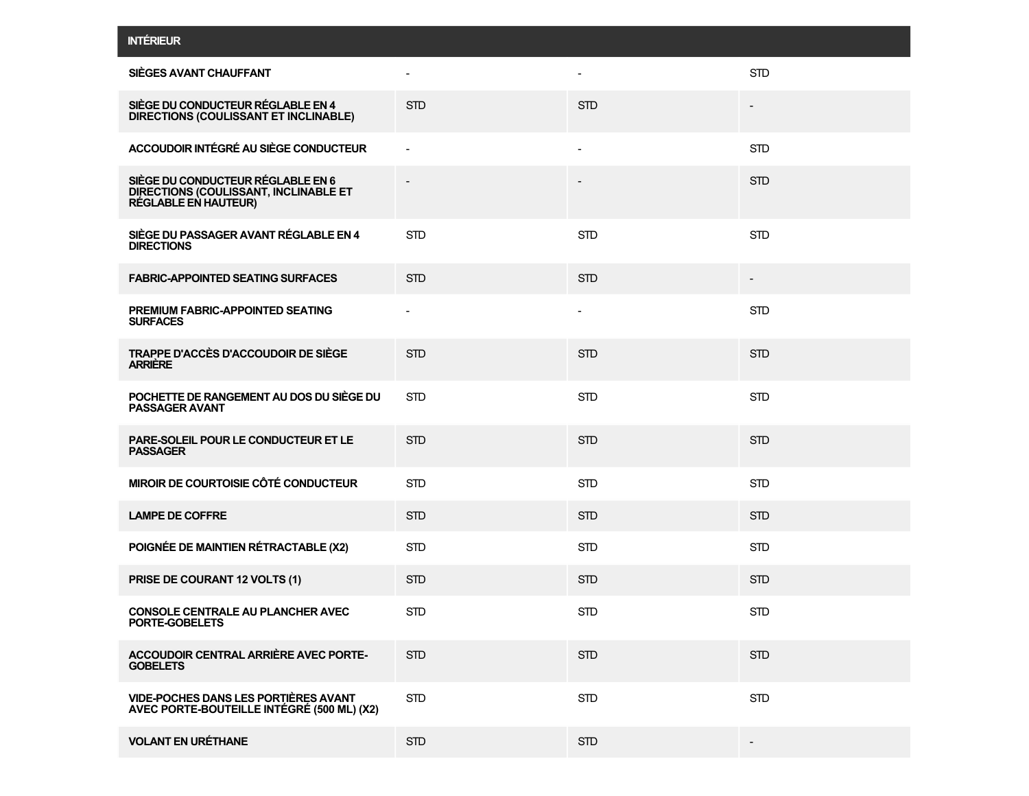| INTÉRIEUR | | | |
|---|---|---|---|
| SIÈGES AVANT CHAUFFANT | - | - | STD |
| SIÈGE DU CONDUCTEUR RÉGLABLE EN 4 DIRECTIONS (COULISSANT ET INCLINABLE) | STD | STD | - |
| ACCOUDOIR INTÉGRÉ AU SIÈGE CONDUCTEUR | - | - | STD |
| SIÈGE DU CONDUCTEUR RÉGLABLE EN 6 DIRECTIONS (COULISSANT, INCLINABLE ET RÉGLABLE EN HAUTEUR) | - | - | STD |
| SIÈGE DU PASSAGER AVANT RÉGLABLE EN 4 DIRECTIONS | STD | STD | STD |
| FABRIC-APPOINTED SEATING SURFACES | STD | STD | - |
| PREMIUM FABRIC-APPOINTED SEATING SURFACES | - | - | STD |
| TRAPPE D'ACCÈS D'ACCOUDOIR DE SIÈGE ARRIÈRE | STD | STD | STD |
| POCHETTE DE RANGEMENT AU DOS DU SIÈGE DU PASSAGER AVANT | STD | STD | STD |
| PARE-SOLEIL POUR LE CONDUCTEUR ET LE PASSAGER | STD | STD | STD |
| MIROIR DE COURTOISIE CÔTÉ CONDUCTEUR | STD | STD | STD |
| LAMPE DE COFFRE | STD | STD | STD |
| POIGNÉE DE MAINTIEN RÉTRACTABLE (X2) | STD | STD | STD |
| PRISE DE COURANT 12 VOLTS (1) | STD | STD | STD |
| CONSOLE CENTRALE AU PLANCHER AVEC PORTE-GOBELETS | STD | STD | STD |
| ACCOUDOIR CENTRAL ARRIÈRE AVEC PORTE-GOBELETS | STD | STD | STD |
| VIDE-POCHES DANS LES PORTIÈRES AVANT AVEC PORTE-BOUTEILLE INTÉGRÉ (500 ML) (X2) | STD | STD | STD |
| VOLANT EN URÉTHANE | STD | STD | - |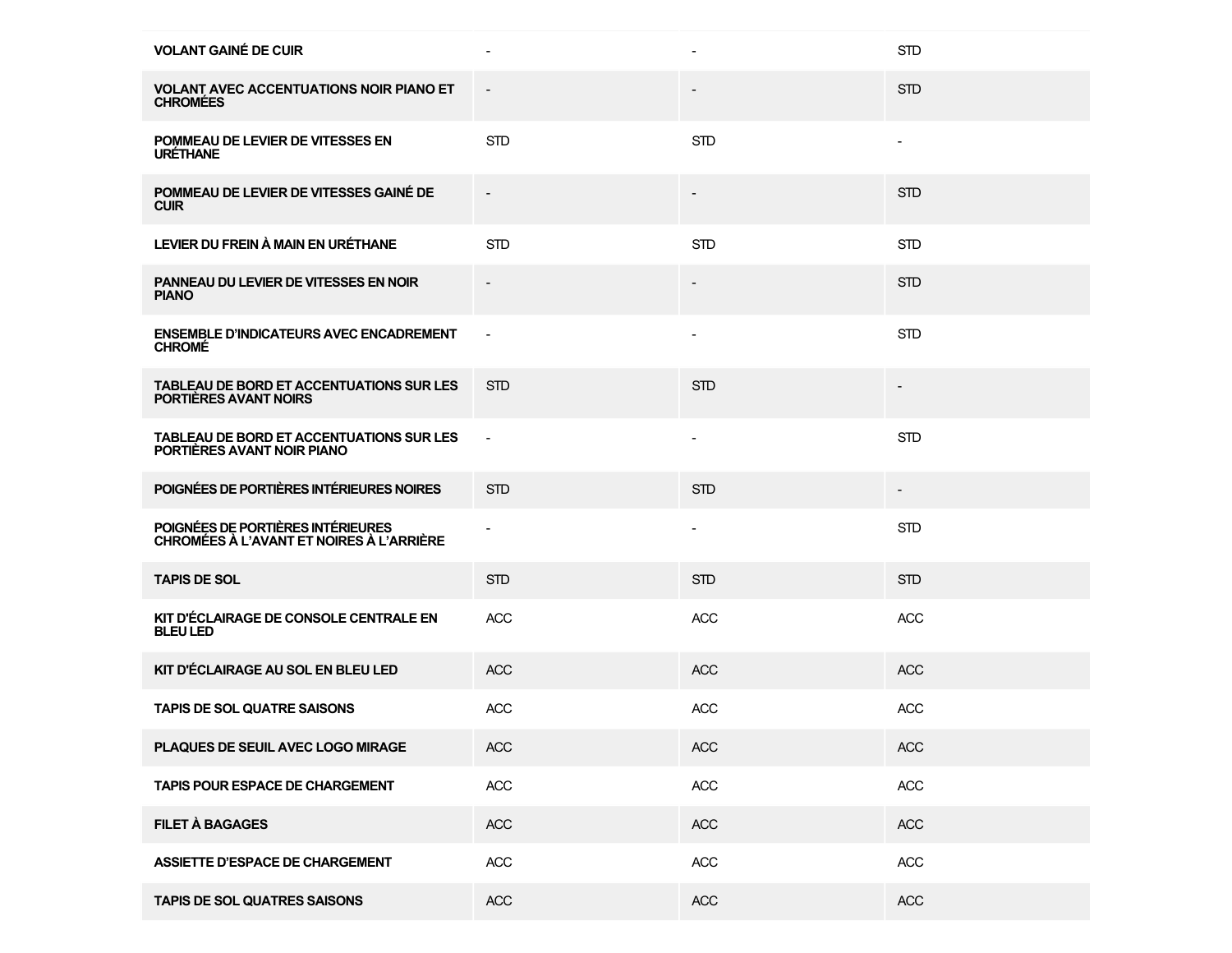| | | | |
|---|---|---|---|
| **VOLANT GAINÉ DE CUIR** | - | - | STD |
| **VOLANT AVEC ACCENTUATIONS NOIR PIANO ET CHROMÉES** | - | - | STD |
| **POMMEAU DE LEVIER DE VITESSES EN URÉTHANE** | STD | STD | - |
| **POMMEAU DE LEVIER DE VITESSES GAINÉ DE CUIR** | - | - | STD |
| **LEVIER DU FREIN À MAIN EN URÉTHANE** | STD | STD | STD |
| **PANNEAU DU LEVIER DE VITESSES EN NOIR PIANO** | - | - | STD |
| **ENSEMBLE D'INDICATEURS AVEC ENCADREMENT CHROMÉ** | - | - | STD |
| **TABLEAU DE BORD ET ACCENTUATIONS SUR LES PORTIÈRES AVANT NOIRS** | STD | STD | - |
| **TABLEAU DE BORD ET ACCENTUATIONS SUR LES PORTIÈRES AVANT NOIR PIANO** | - | - | STD |
| **POIGNÉES DE PORTIÈRES INTÉRIEURES NOIRES** | STD | STD | - |
| **POIGNÉES DE PORTIÈRES INTÉRIEURES CHROMÉES À L'AVANT ET NOIRES À L'ARRIÈRE** | - | - | STD |
| **TAPIS DE SOL** | STD | STD | STD |
| **KIT D'ÉCLAIRAGE DE CONSOLE CENTRALE EN BLEU LED** | ACC | ACC | ACC |
| **KIT D'ÉCLAIRAGE AU SOL EN BLEU LED** | ACC | ACC | ACC |
| **TAPIS DE SOL QUATRE SAISONS** | ACC | ACC | ACC |
| **PLAQUES DE SEUIL AVEC LOGO MIRAGE** | ACC | ACC | ACC |
| **TAPIS POUR ESPACE DE CHARGEMENT** | ACC | ACC | ACC |
| **FILET À BAGAGES** | ACC | ACC | ACC |
| **ASSIETTE D'ESPACE DE CHARGEMENT** | ACC | ACC | ACC |
| **TAPIS DE SOL QUATRES SAISONS** | ACC | ACC | ACC |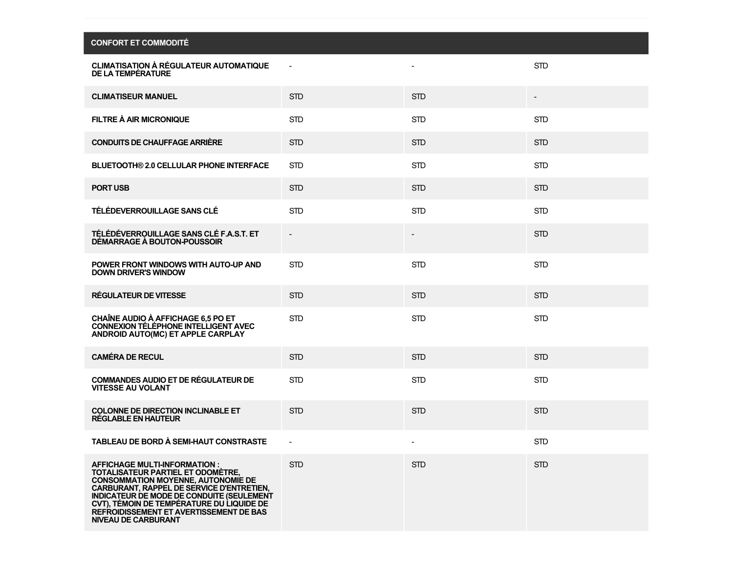| CONFORT ET COMMODITÉ | | | |
|---|---|---|---|
| **CLIMATISATION À RÉGULATEUR AUTOMATIQUE DE LA TEMPÉRATURE** | - | - | STD |
| **CLIMATISEUR MANUEL** | STD | STD | - |
| **FILTRE À AIR MICRONIQUE** | STD | STD | STD |
| **CONDUITS DE CHAUFFAGE ARRIÈRE** | STD | STD | STD |
| **BLUETOOTH® 2.0 CELLULAR PHONE INTERFACE** | STD | STD | STD |
| **PORT USB** | STD | STD | STD |
| **TÉLÉDEVERROUILLAGE SANS CLÉ** | STD | STD | STD |
| **TÉLÉDÉVERROUILLAGE SANS CLÉ F.A.S.T. ET DÉMARRAGE À BOUTON-POUSSOIR** | - | - | STD |
| **POWER FRONT WINDOWS WITH AUTO-UP AND DOWN DRIVER'S WINDOW** | STD | STD | STD |
| **RÉGULATEUR DE VITESSE** | STD | STD | STD |
| **CHAÎNE AUDIO À AFFICHAGE 6,5 PO ET CONNEXION TÉLÉPHONE INTELLIGENT AVEC ANDROID AUTO(MC) ET APPLE CARPLAY** | STD | STD | STD |
| **CAMÉRA DE RECUL** | STD | STD | STD |
| **COMMANDES AUDIO ET DE RÉGULATEUR DE VITESSE AU VOLANT** | STD | STD | STD |
| **COLONNE DE DIRECTION INCLINABLE ET RÉGLABLE EN HAUTEUR** | STD | STD | STD |
| **TABLEAU DE BORD À SEMI-HAUT CONSTRASTE** | - | - | STD |
| **AFFICHAGE MULTI-INFORMATION : TOTALISATEUR PARTIEL ET ODOMÈTRE, CONSOMMATION MOYENNE, AUTONOMIE DE CARBURANT, RAPPEL DE SERVICE D'ENTRETIEN, INDICATEUR DE MODE DE CONDUITE (SEULEMENT CVT), TÉMOIN DE TEMPÉRATURE DU LIQUIDE DE REFROIDISSEMENT ET AVERTISSEMENT DE BAS NIVEAU DE CARBURANT** | STD | STD | STD |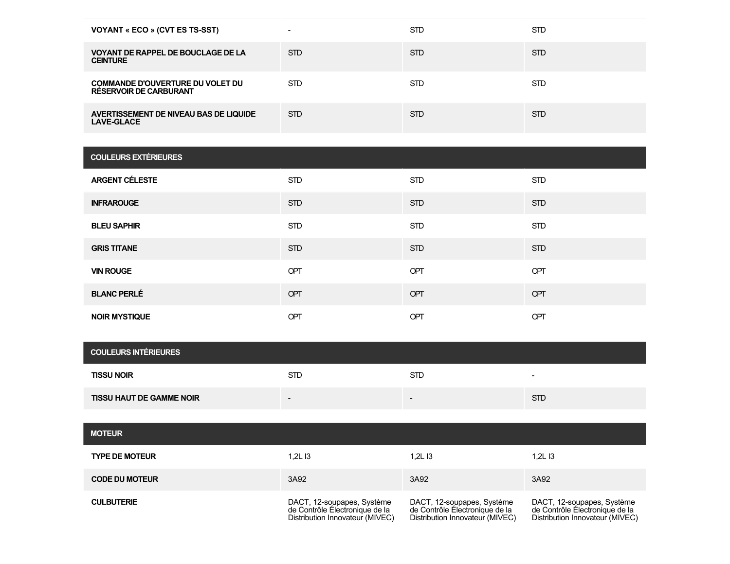| | | | |
|---|---|---|---|
| **VOYANT « ECO » (CVT ES TS-SST)** | - | STD | STD |
| **VOYANT DE RAPPEL DE BOUCLAGE DE LA CEINTURE** | STD | STD | STD |
| **COMMANDE D'OUVERTURE DU VOLET DU RÉSERVOIR DE CARBURANT** | STD | STD | STD |
| **AVERTISSEMENT DE NIVEAU BAS DE LIQUIDE LAVE-GLACE** | STD | STD | STD |

| COULEURS EXTÉRIEURES | | | |
|---|---|---|---|
| **ARGENT CÉLESTE** | STD | STD | STD |
| **INFRAROUGE** | STD | STD | STD |
| **BLEU SAPHIR** | STD | STD | STD |
| **GRIS TITANE** | STD | STD | STD |
| **VIN ROUGE** | OPT | OPT | OPT |
| **BLANC PERLÉ** | OPT | OPT | OPT |
| **NOIR MYSTIQUE** | OPT | OPT | OPT |

| COULEURS INTÉRIEURES | | | |
|---|---|---|---|
| **TISSU NOIR** | STD | STD | - |
| **TISSU HAUT DE GAMME NOIR** | - | - | STD |

| MOTEUR | | | |
|---|---|---|---|
| **TYPE DE MOTEUR** | 1,2L I3 | 1,2L I3 | 1,2L I3 |
| **CODE DU MOTEUR** | 3A92 | 3A92 | 3A92 |
| **CULBUTERIE** | DACT, 12-soupapes, Système de Contrôle Électronique de la Distribution Innovateur (MIVEC) | DACT, 12-soupapes, Système de Contrôle Électronique de la Distribution Innovateur (MIVEC) | DACT, 12-soupapes, Système de Contrôle Électronique de la Distribution Innovateur (MIVEC) |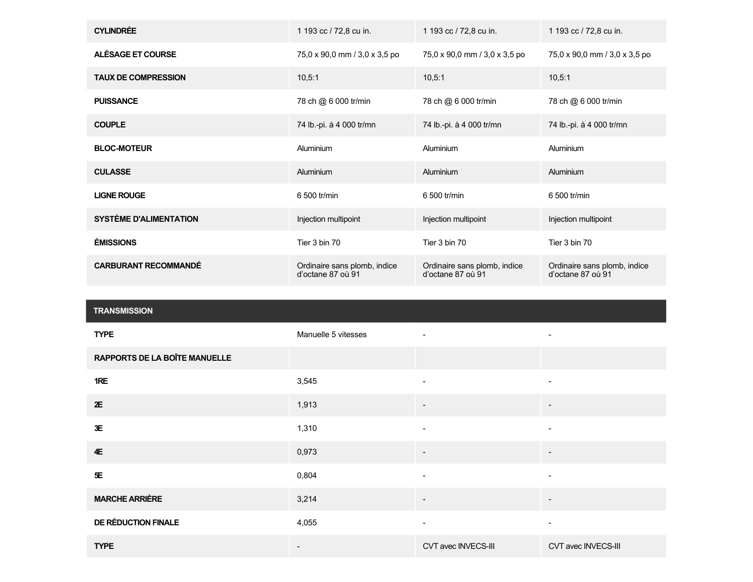| | | | |
|---|---|---|---|
| **CYLINDRÉE** | 1 193 cc / 72,8 cu in. | 1 193 cc / 72,8 cu in. | 1 193 cc / 72,8 cu in. |
| **ALÉSAGE ET COURSE** | 75,0 x 90,0 mm / 3,0 x 3,5 po | 75,0 x 90,0 mm / 3,0 x 3,5 po | 75,0 x 90,0 mm / 3,0 x 3,5 po |
| **TAUX DE COMPRESSION** | 10,5:1 | 10,5:1 | 10,5:1 |
| **PUISSANCE** | 78 ch @ 6 000 tr/min | 78 ch @ 6 000 tr/min | 78 ch @ 6 000 tr/min |
| **COUPLE** | 74 lb.-pi. à 4 000 tr/mn | 74 lb.-pi. à 4 000 tr/mn | 74 lb.-pi. à 4 000 tr/mn |
| **BLOC-MOTEUR** | Aluminium | Aluminium | Aluminium |
| **CULASSE** | Aluminium | Aluminium | Aluminium |
| **LIGNE ROUGE** | 6 500 tr/min | 6 500 tr/min | 6 500 tr/min |
| **SYSTÈME D'ALIMENTATION** | Injection multipoint | Injection multipoint | Injection multipoint |
| **ÉMISSIONS** | Tier 3 bin 70 | Tier 3 bin 70 | Tier 3 bin 70 |
| **CARBURANT RECOMMANDÉ** | Ordinaire sans plomb, indice d'octane 87 où 91 | Ordinaire sans plomb, indice d'octane 87 où 91 | Ordinaire sans plomb, indice d'octane 87 où 91 |

| **TRANSMISSION** | | | |
|---|---|---|---|
| **TYPE** | Manuelle 5 vitesses | - | - |
| **RAPPORTS DE LA BOÎTE MANUELLE** | | | |
| **1RE** | 3,545 | - | - |
| **2E** | 1,913 | - | - |
| **3E** | 1,310 | - | - |
| **4E** | 0,973 | - | - |
| **5E** | 0,804 | - | - |
| **MARCHE ARRIÈRE** | 3,214 | - | - |
| **DE RÉDUCTION FINALE** | 4,055 | - | - |
| **TYPE** | - | CVT avec INVECS-III | CVT avec INVECS-III |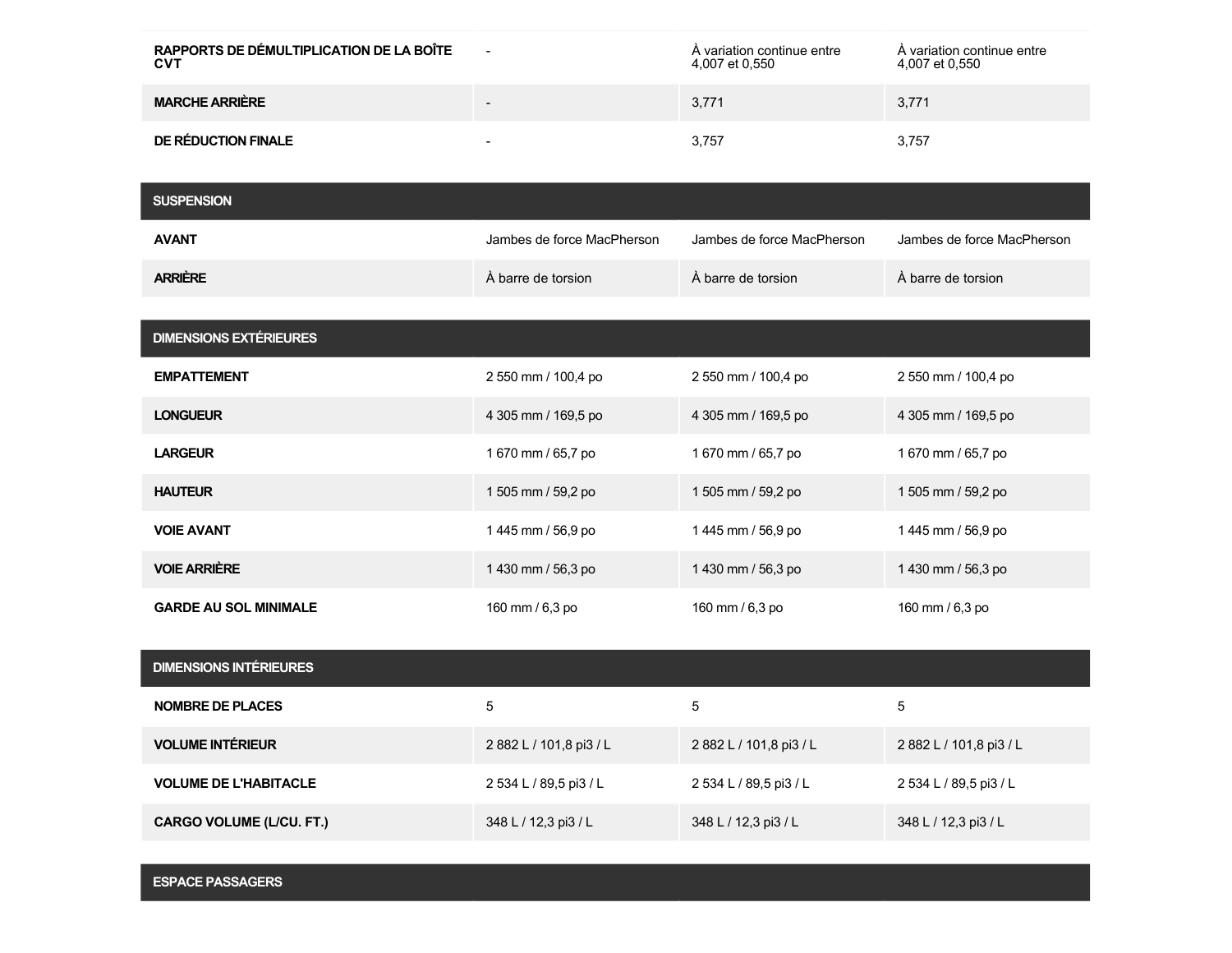| | | | |
|---|---|---|---|
| **RAPPORTS DE DÉMULTIPLICATION DE LA BOÎTE CVT** | - | À variation continue entre 4,007 et 0,550 | À variation continue entre 4,007 et 0,550 |
| **MARCHE ARRIÈRE** | - | 3,771 | 3,771 |
| **DE RÉDUCTION FINALE** | - | 3,757 | 3,757 |

| **SUSPENSION** | | | |
|---|---|---|---|
| **AVANT** | Jambes de force MacPherson | Jambes de force MacPherson | Jambes de force MacPherson |
| **ARRIÈRE** | À barre de torsion | À barre de torsion | À barre de torsion |

| **DIMENSIONS EXTÉRIEURES** | | | |
|---|---|---|---|
| **EMPATTEMENT** | 2 550 mm / 100,4 po | 2 550 mm / 100,4 po | 2 550 mm / 100,4 po |
| **LONGUEUR** | 4 305 mm / 169,5 po | 4 305 mm / 169,5 po | 4 305 mm / 169,5 po |
| **LARGEUR** | 1 670 mm / 65,7 po | 1 670 mm / 65,7 po | 1 670 mm / 65,7 po |
| **HAUTEUR** | 1 505 mm / 59,2 po | 1 505 mm / 59,2 po | 1 505 mm / 59,2 po |
| **VOIE AVANT** | 1 445 mm / 56,9 po | 1 445 mm / 56,9 po | 1 445 mm / 56,9 po |
| **VOIE ARRIÈRE** | 1 430 mm / 56,3 po | 1 430 mm / 56,3 po | 1 430 mm / 56,3 po |
| **GARDE AU SOL MINIMALE** | 160 mm / 6,3 po | 160 mm / 6,3 po | 160 mm / 6,3 po |

| **DIMENSIONS INTÉRIEURES** | | | |
|---|---|---|---|
| **NOMBRE DE PLACES** | 5 | 5 | 5 |
| **VOLUME INTÉRIEUR** | 2 882 L / 101,8 pi3 / L | 2 882 L / 101,8 pi3 / L | 2 882 L / 101,8 pi3 / L |
| **VOLUME DE L'HABITACLE** | 2 534 L / 89,5 pi3 / L | 2 534 L / 89,5 pi3 / L | 2 534 L / 89,5 pi3 / L |
| **CARGO VOLUME (L/CU. FT.)** | 348 L / 12,3 pi3 / L | 348 L / 12,3 pi3 / L | 348 L / 12,3 pi3 / L |

| **ESPACE PASSAGERS** | | | |
|---|---|---|---|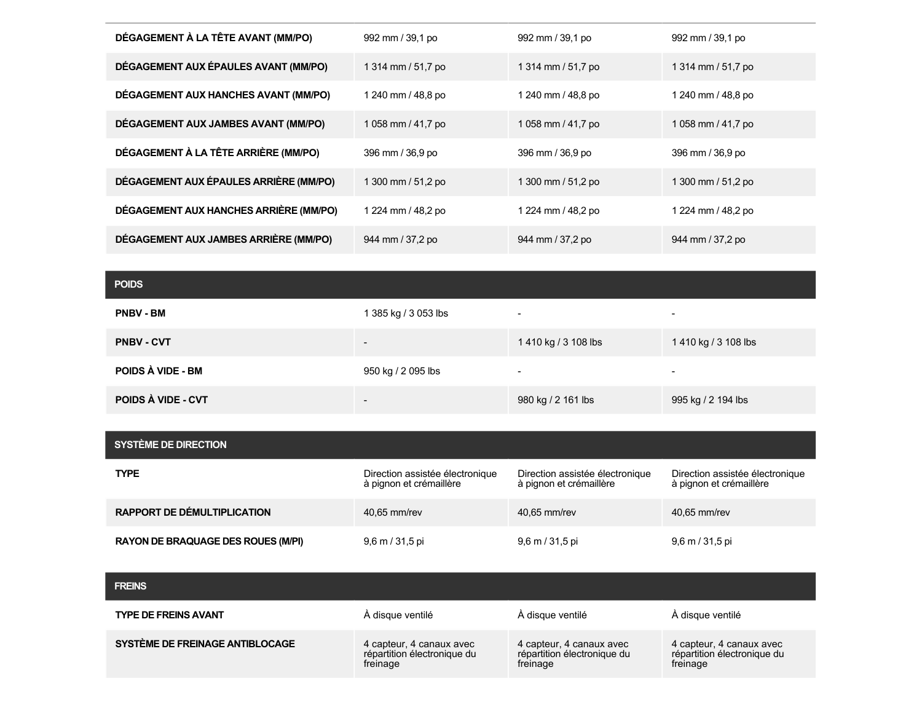| | | | |
|---|---|---|---|
| **DÉGAGEMENT À LA TÊTE AVANT (MM/PO)** | 992 mm / 39,1 po | 992 mm / 39,1 po | 992 mm / 39,1 po |
| **DÉGAGEMENT AUX ÉPAULES AVANT (MM/PO)** | 1 314 mm / 51,7 po | 1 314 mm / 51,7 po | 1 314 mm / 51,7 po |
| **DÉGAGEMENT AUX HANCHES AVANT (MM/PO)** | 1 240 mm / 48,8 po | 1 240 mm / 48,8 po | 1 240 mm / 48,8 po |
| **DÉGAGEMENT AUX JAMBES AVANT (MM/PO)** | 1 058 mm / 41,7 po | 1 058 mm / 41,7 po | 1 058 mm / 41,7 po |
| **DÉGAGEMENT À LA TÊTE ARRIÈRE (MM/PO)** | 396 mm / 36,9 po | 396 mm / 36,9 po | 396 mm / 36,9 po |
| **DÉGAGEMENT AUX ÉPAULES ARRIÈRE (MM/PO)** | 1 300 mm / 51,2 po | 1 300 mm / 51,2 po | 1 300 mm / 51,2 po |
| **DÉGAGEMENT AUX HANCHES ARRIÈRE (MM/PO)** | 1 224 mm / 48,2 po | 1 224 mm / 48,2 po | 1 224 mm / 48,2 po |
| **DÉGAGEMENT AUX JAMBES ARRIÈRE (MM/PO)** | 944 mm / 37,2 po | 944 mm / 37,2 po | 944 mm / 37,2 po |

| POIDS | | | |
|---|---|---|---|
| **PNBV - BM** | 1 385 kg / 3 053 lbs | - | - |
| **PNBV - CVT** | - | 1 410 kg / 3 108 lbs | 1 410 kg / 3 108 lbs |
| **POIDS À VIDE - BM** | 950 kg / 2 095 lbs | - | - |
| **POIDS À VIDE - CVT** | - | 980 kg / 2 161 lbs | 995 kg / 2 194 lbs |

| SYSTÈME DE DIRECTION | | | |
|---|---|---|---|
| **TYPE** | Direction assistée électronique à pignon et crémaillère | Direction assistée électronique à pignon et crémaillère | Direction assistée électronique à pignon et crémaillère |
| **RAPPORT DE DÉMULTIPLICATION** | 40,65 mm/rev | 40,65 mm/rev | 40,65 mm/rev |
| **RAYON DE BRAQUAGE DES ROUES (M/PI)** | 9,6 m / 31,5 pi | 9,6 m / 31,5 pi | 9,6 m / 31,5 pi |

| FREINS | | | |
|---|---|---|---|
| **TYPE DE FREINS AVANT** | À disque ventilé | À disque ventilé | À disque ventilé |
| **SYSTÈME DE FREINAGE ANTIBLOCAGE** | 4 capteur, 4 canaux avec répartition électronique du freinage | 4 capteur, 4 canaux avec répartition électronique du freinage | 4 capteur, 4 canaux avec répartition électronique du freinage |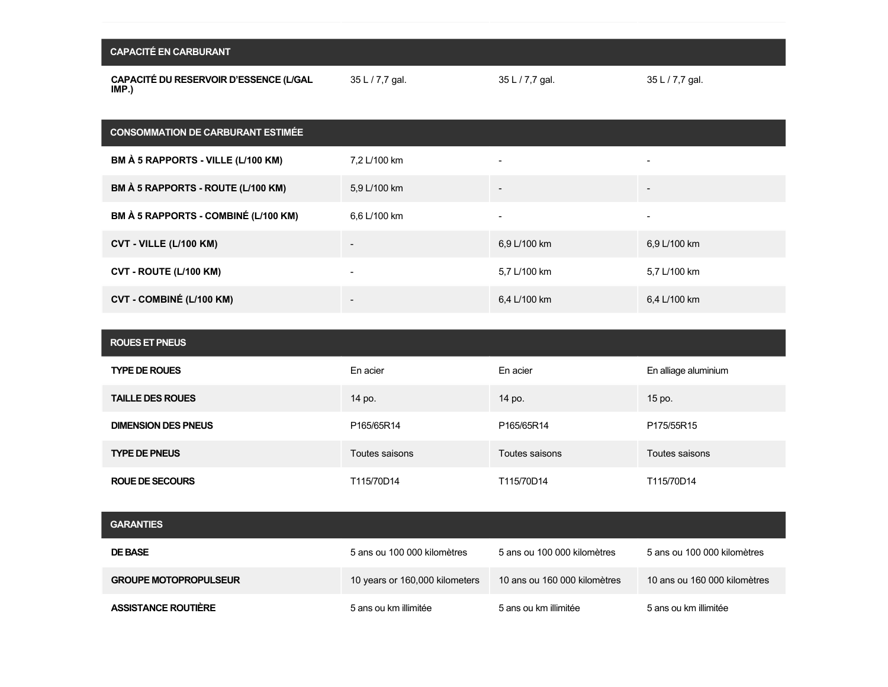| CAPACITÉ EN CARBURANT | | | |
|---|---|---|---|
| **CAPACITÉ DU RESERVOIR D'ESSENCE (L/GAL IMP.)** | 35 L / 7,7 gal. | 35 L / 7,7 gal. | 35 L / 7,7 gal. |

| CONSOMMATION DE CARBURANT ESTIMÉE | | | |
|---|---|---|---|
| **BM À 5 RAPPORTS - VILLE (L/100 KM)** | 7,2 L/100 km | - | - |
| **BM À 5 RAPPORTS - ROUTE (L/100 KM)** | 5,9 L/100 km | - | - |
| **BM À 5 RAPPORTS - COMBINÉ (L/100 KM)** | 6,6 L/100 km | - | - |
| **CVT - VILLE (L/100 KM)** | - | 6,9 L/100 km | 6,9 L/100 km |
| **CVT - ROUTE (L/100 KM)** | - | 5,7 L/100 km | 5,7 L/100 km |
| **CVT - COMBINÉ (L/100 KM)** | - | 6,4 L/100 km | 6,4 L/100 km |

| ROUES ET PNEUS | | | |
|---|---|---|---|
| **TYPE DE ROUES** | En acier | En acier | En alliage aluminium |
| **TAILLE DES ROUES** | 14 po. | 14 po. | 15 po. |
| **DIMENSION DES PNEUS** | P165/65R14 | P165/65R14 | P175/55R15 |
| **TYPE DE PNEUS** | Toutes saisons | Toutes saisons | Toutes saisons |
| **ROUE DE SECOURS** | T115/70D14 | T115/70D14 | T115/70D14 |

| GARANTIES | | | |
|---|---|---|---|
| **DE BASE** | 5 ans ou 100 000 kilomètres | 5 ans ou 100 000 kilomètres | 5 ans ou 100 000 kilomètres |
| **GROUPE MOTOPROPULSEUR** | 10 years or 160,000 kilometers | 10 ans ou 160 000 kilomètres | 10 ans ou 160 000 kilomètres |
| **ASSISTANCE ROUTIÈRE** | 5 ans ou km illimitée | 5 ans ou km illimitée | 5 ans ou km illimitée |